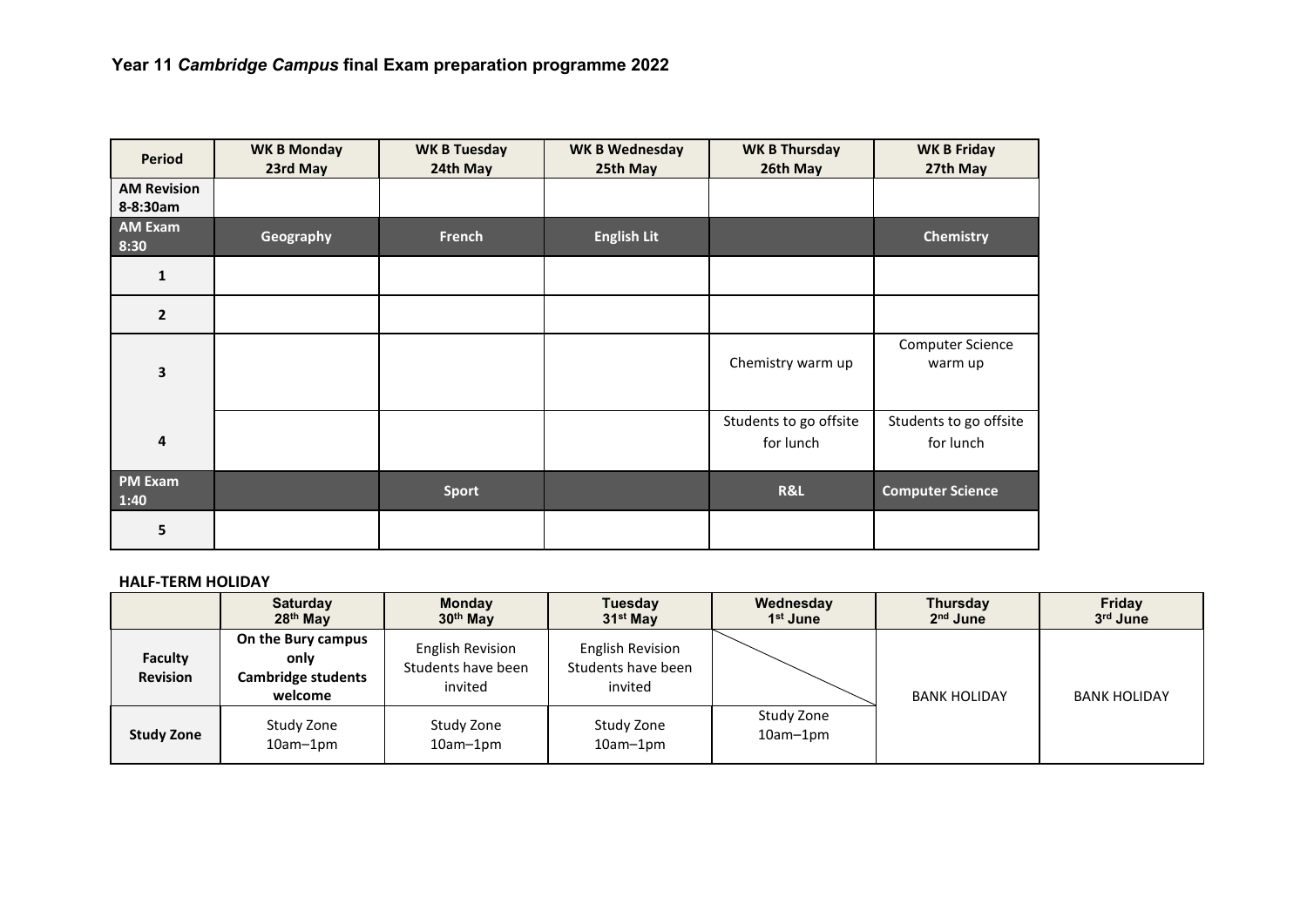## Year 11 *Cambridge Campus* final Exam preparation programme 2022

| Period | WK B Monday 23rd May | WK B Tuesday 24th May | WK B Wednesday 25th May | WK B Thursday 26th May | WK B Friday 27th May |
|---|---|---|---|---|---|
| **AM Revision 8-8:30am** | | | | | |
| **AM Exam 8:30** | **Geography** | **French** | **English Lit** | | **Chemistry** |
| 1 | | | | | |
| 2 | | | | | |
| 3 | | | | Chemistry warm up | Computer Science warm up |
| 4 | | | | Students to go offsite for lunch | Students to go offsite for lunch |
| **PM Exam 1:40** | | **Sport** | | **R&L** | **Computer Science** |
| 5 | | | | | |

**HALF-TERM HOLIDAY**

| | Saturday 28th May | Monday 30th May | Tuesday 31st May | Wednesday 1st June | Thursday 2nd June | Friday 3rd June |
|---|---|---|---|---|---|---|
| **Faculty Revision** | **On the Bury campus only Cambridge students welcome** | English Revision Students have been invited | English Revision Students have been invited | | BANK HOLIDAY | BANK HOLIDAY |
| **Study Zone** | Study Zone 10am–1pm | Study Zone 10am–1pm | Study Zone 10am–1pm | Study Zone 10am–1pm | | |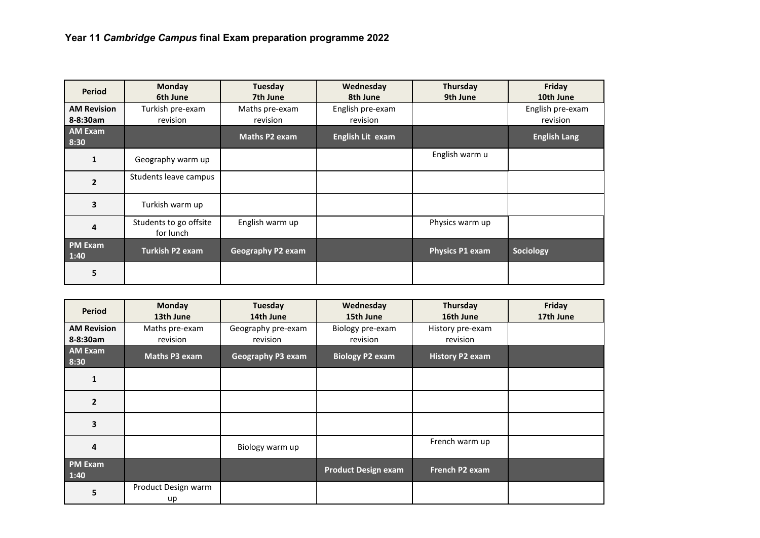### Year 11 *Cambridge Campus* final Exam preparation programme 2022

| Period | Monday 6th June | Tuesday 7th June | Wednesday 8th June | Thursday 9th June | Friday 10th June |
|---|---|---|---|---|---|
| **AM Revision 8-8:30am** | Turkish pre-exam revision | Maths pre-exam revision | English pre-exam revision | | English pre-exam revision |
| **AM Exam 8:30** | | **Maths P2 exam** | **English Lit exam** | | **English Lang** |
| **1** | Geography warm up | | | English warm u | |
| **2** | Students leave campus | | | | |
| **3** | Turkish warm up | | | | |
| **4** | Students to go offsite for lunch | English warm up | | Physics warm up | |
| **PM Exam 1:40** | **Turkish P2 exam** | **Geography P2 exam** | | **Physics P1 exam** | **Sociology** |
| **5** | | | | | |

| Period | Monday 13th June | Tuesday 14th June | Wednesday 15th June | Thursday 16th June | Friday 17th June |
|---|---|---|---|---|---|
| **AM Revision 8-8:30am** | Maths pre-exam revision | Geography pre-exam revision | Biology pre-exam revision | History pre-exam revision | |
| **AM Exam 8:30** | **Maths P3 exam** | **Geography P3 exam** | **Biology P2 exam** | **History P2 exam** | |
| **1** | | | | | |
| **2** | | | | | |
| **3** | | | | | |
| **4** | | Biology warm up | | French warm up | |
| **PM Exam 1:40** | | | **Product Design exam** | **French P2 exam** | |
| **5** | Product Design warm up | | | | |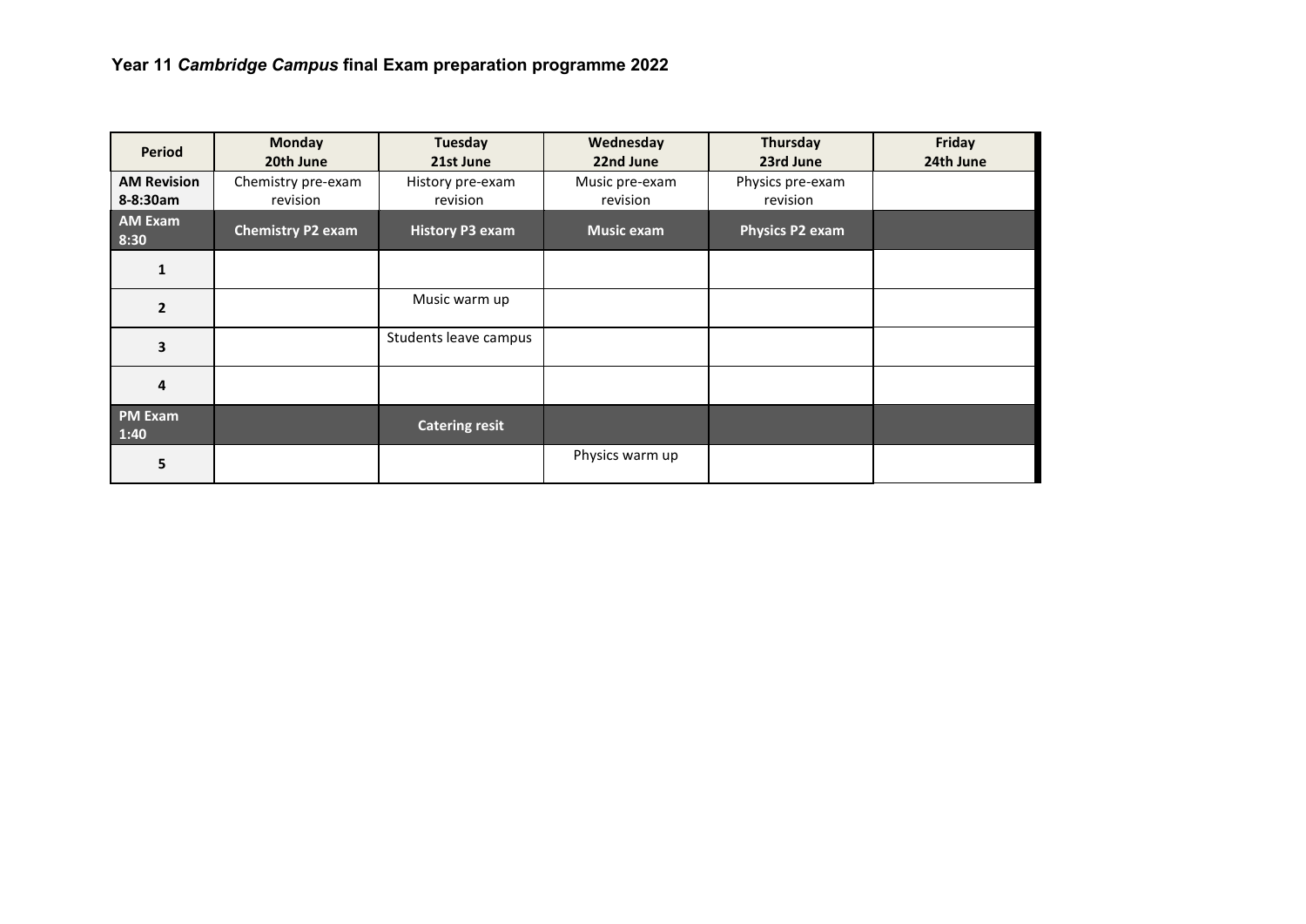**Year 11 *Cambridge Campus* final Exam preparation programme 2022**

| Period | Monday 20th June | Tuesday 21st June | Wednesday 22nd June | Thursday 23rd June | Friday 24th June |
|---|---|---|---|---|---|
| **AM Revision 8-8:30am** | Chemistry pre-exam revision | History pre-exam revision | Music pre-exam revision | Physics pre-exam revision | |
| **AM Exam 8:30** | **Chemistry P2 exam** | **History P3 exam** | **Music exam** | **Physics P2 exam** | |
| **1** | | | | | |
| **2** | | Music warm up | | | |
| **3** | | Students leave campus | | | |
| **4** | | | | | |
| **PM Exam 1:40** | | **Catering resit** | | | |
| **5** | | | Physics warm up | | |